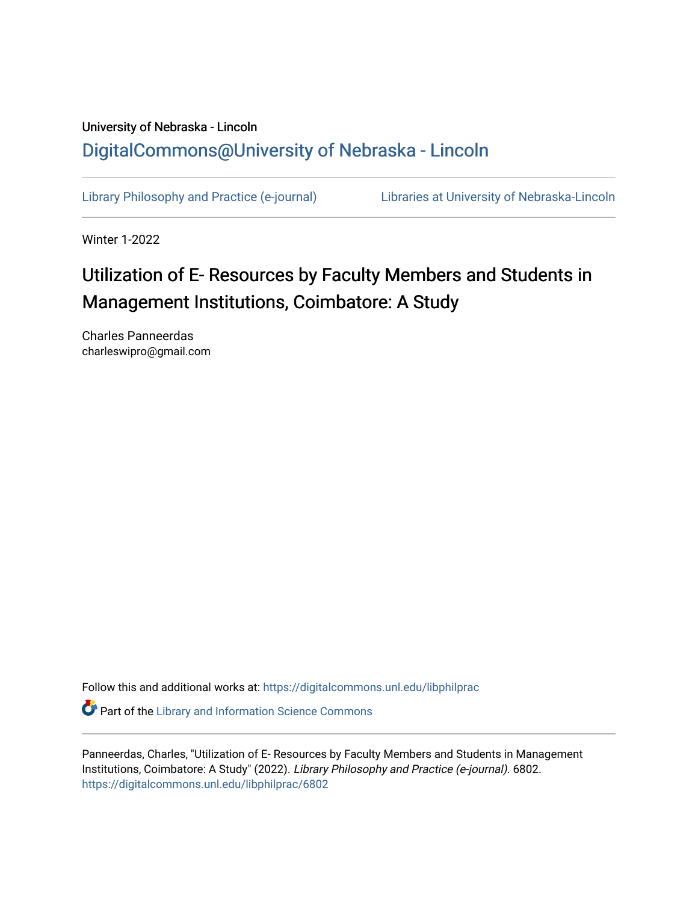University of Nebraska - Lincoln

DigitalCommons@University of Nebraska - Lincoln

Library Philosophy and Practice (e-journal) | Libraries at University of Nebraska-Lincoln

Winter 1-2022

# Utilization of E- Resources by Faculty Members and Students in Management Institutions, Coimbatore: A Study

Charles Panneerdas
charleswipro@gmail.com

Follow this and additional works at: https://digitalcommons.unl.edu/libphilprac

Part of the Library and Information Science Commons

Panneerdas, Charles, "Utilization of E- Resources by Faculty Members and Students in Management Institutions, Coimbatore: A Study" (2022). *Library Philosophy and Practice (e-journal)*. 6802.
https://digitalcommons.unl.edu/libphilprac/6802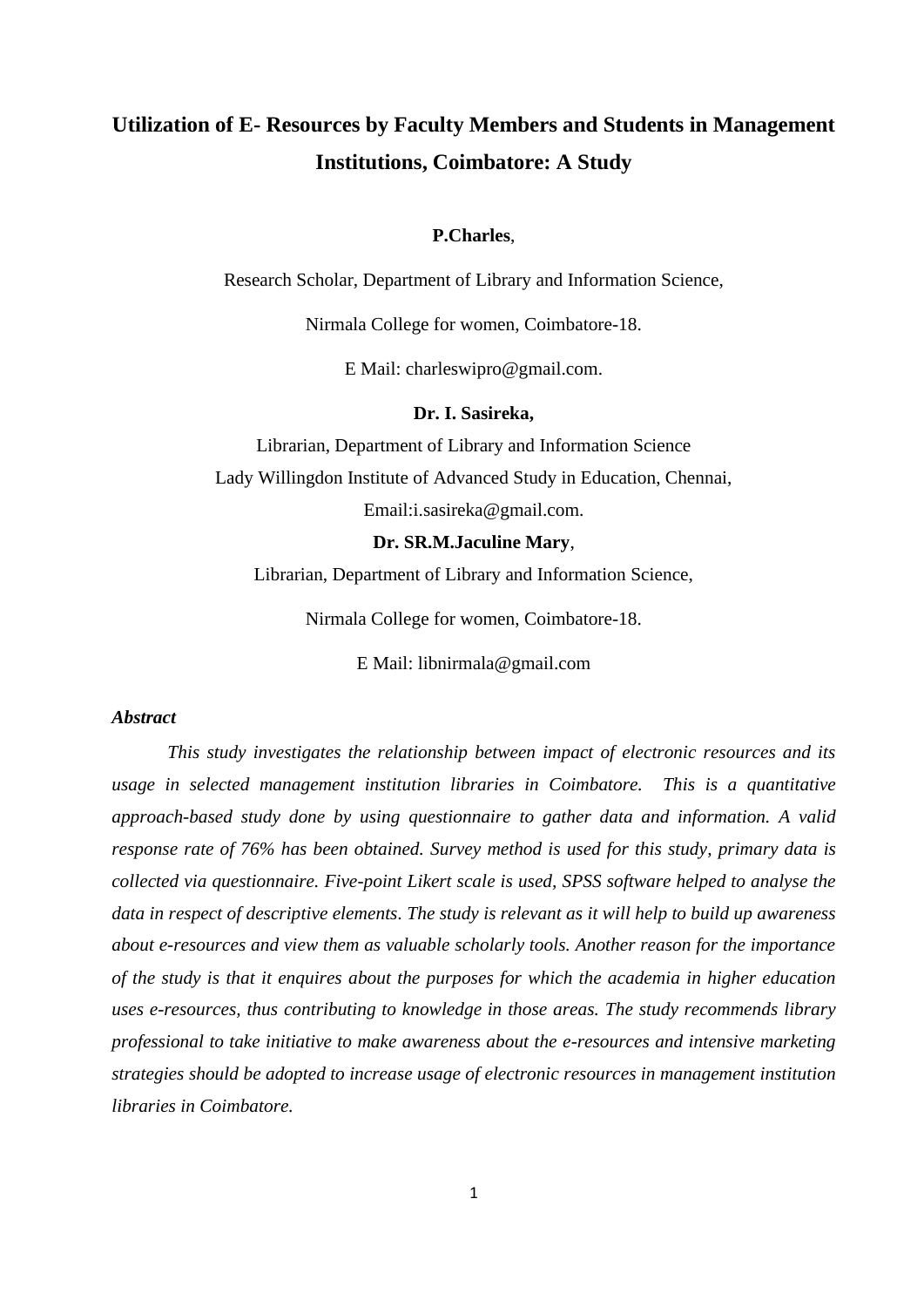# Utilization of E- Resources by Faculty Members and Students in Management Institutions, Coimbatore: A Study

**P.Charles**,

Research Scholar, Department of Library and Information Science,

Nirmala College for women, Coimbatore-18.

E Mail: charleswipro@gmail.com.

**Dr. I. Sasireka,**

Librarian, Department of Library and Information Science

Lady Willingdon Institute of Advanced Study in Education, Chennai,

Email:i.sasireka@gmail.com.

**Dr. SR.M.Jaculine Mary**,

Librarian, Department of Library and Information Science,

Nirmala College for women, Coimbatore-18.

E Mail: libnirmala@gmail.com

***Abstract***

*This study investigates the relationship between impact of electronic resources and its usage in selected management institution libraries in Coimbatore. This is a quantitative approach-based study done by using questionnaire to gather data and information. A valid response rate of 76% has been obtained. Survey method is used for this study, primary data is collected via questionnaire. Five-point Likert scale is used, SPSS software helped to analyse the data in respect of descriptive elements. The study is relevant as it will help to build up awareness about e-resources and view them as valuable scholarly tools. Another reason for the importance of the study is that it enquires about the purposes for which the academia in higher education uses e-resources, thus contributing to knowledge in those areas. The study recommends library professional to take initiative to make awareness about the e-resources and intensive marketing strategies should be adopted to increase usage of electronic resources in management institution libraries in Coimbatore.*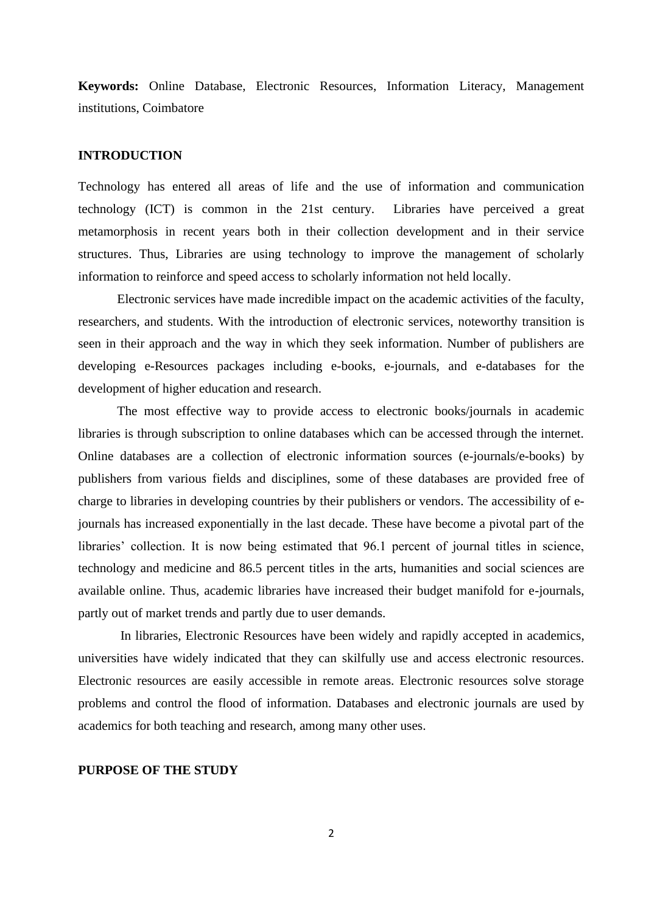**Keywords:** Online Database, Electronic Resources, Information Literacy, Management institutions, Coimbatore

## INTRODUCTION

Technology has entered all areas of life and the use of information and communication technology (ICT) is common in the 21st century. Libraries have perceived a great metamorphosis in recent years both in their collection development and in their service structures. Thus, Libraries are using technology to improve the management of scholarly information to reinforce and speed access to scholarly information not held locally.

Electronic services have made incredible impact on the academic activities of the faculty, researchers, and students. With the introduction of electronic services, noteworthy transition is seen in their approach and the way in which they seek information. Number of publishers are developing e-Resources packages including e-books, e-journals, and e-databases for the development of higher education and research.

The most effective way to provide access to electronic books/journals in academic libraries is through subscription to online databases which can be accessed through the internet. Online databases are a collection of electronic information sources (e-journals/e-books) by publishers from various fields and disciplines, some of these databases are provided free of charge to libraries in developing countries by their publishers or vendors. The accessibility of e-journals has increased exponentially in the last decade. These have become a pivotal part of the libraries' collection. It is now being estimated that 96.1 percent of journal titles in science, technology and medicine and 86.5 percent titles in the arts, humanities and social sciences are available online. Thus, academic libraries have increased their budget manifold for e-journals, partly out of market trends and partly due to user demands.

In libraries, Electronic Resources have been widely and rapidly accepted in academics, universities have widely indicated that they can skilfully use and access electronic resources. Electronic resources are easily accessible in remote areas. Electronic resources solve storage problems and control the flood of information. Databases and electronic journals are used by academics for both teaching and research, among many other uses.

## PURPOSE OF THE STUDY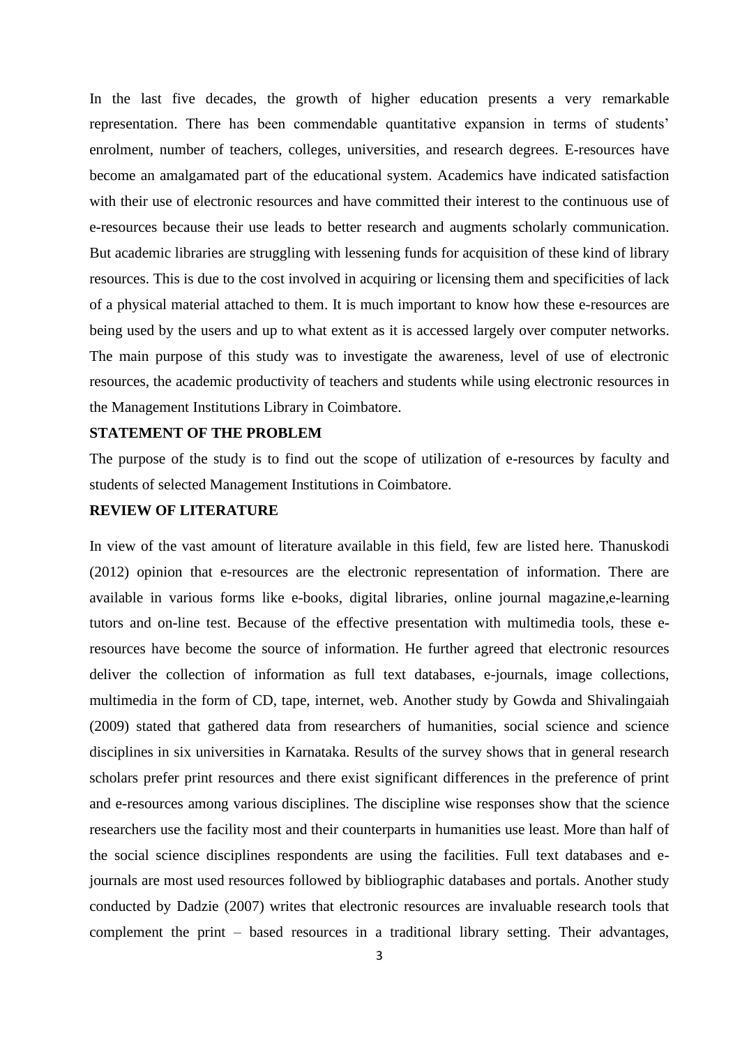In the last five decades, the growth of higher education presents a very remarkable representation. There has been commendable quantitative expansion in terms of students' enrolment, number of teachers, colleges, universities, and research degrees. E-resources have become an amalgamated part of the educational system. Academics have indicated satisfaction with their use of electronic resources and have committed their interest to the continuous use of e-resources because their use leads to better research and augments scholarly communication. But academic libraries are struggling with lessening funds for acquisition of these kind of library resources. This is due to the cost involved in acquiring or licensing them and specificities of lack of a physical material attached to them. It is much important to know how these e-resources are being used by the users and up to what extent as it is accessed largely over computer networks. The main purpose of this study was to investigate the awareness, level of use of electronic resources, the academic productivity of teachers and students while using electronic resources in the Management Institutions Library in Coimbatore.

**STATEMENT OF THE PROBLEM**

The purpose of the study is to find out the scope of utilization of e-resources by faculty and students of selected Management Institutions in Coimbatore.

**REVIEW OF LITERATURE**

In view of the vast amount of literature available in this field, few are listed here. Thanuskodi (2012) opinion that e-resources are the electronic representation of information. There are available in various forms like e-books, digital libraries, online journal magazine,e-learning tutors and on-line test. Because of the effective presentation with multimedia tools, these e-resources have become the source of information. He further agreed that electronic resources deliver the collection of information as full text databases, e-journals, image collections, multimedia in the form of CD, tape, internet, web. Another study by Gowda and Shivalingaiah (2009) stated that gathered data from researchers of humanities, social science and science disciplines in six universities in Karnataka. Results of the survey shows that in general research scholars prefer print resources and there exist significant differences in the preference of print and e-resources among various disciplines. The discipline wise responses show that the science researchers use the facility most and their counterparts in humanities use least. More than half of the social science disciplines respondents are using the facilities. Full text databases and e-journals are most used resources followed by bibliographic databases and portals. Another study conducted by Dadzie (2007) writes that electronic resources are invaluable research tools that complement the print – based resources in a traditional library setting. Their advantages,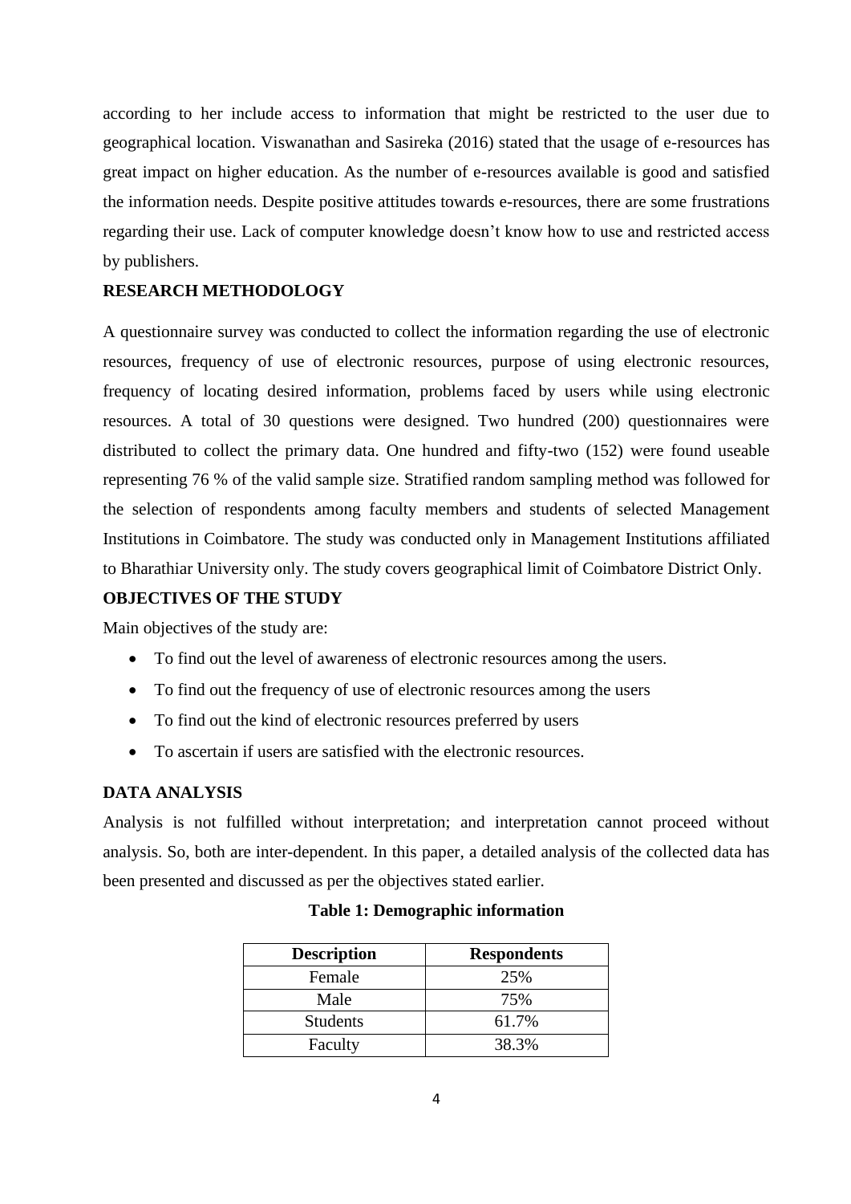according to her include access to information that might be restricted to the user due to geographical location. Viswanathan and Sasireka (2016) stated that the usage of e-resources has great impact on higher education. As the number of e-resources available is good and satisfied the information needs. Despite positive attitudes towards e-resources, there are some frustrations regarding their use. Lack of computer knowledge doesn't know how to use and restricted access by publishers.

**RESEARCH METHODOLOGY**

A questionnaire survey was conducted to collect the information regarding the use of electronic resources, frequency of use of electronic resources, purpose of using electronic resources, frequency of locating desired information, problems faced by users while using electronic resources. A total of 30 questions were designed. Two hundred (200) questionnaires were distributed to collect the primary data. One hundred and fifty-two (152) were found useable representing 76 % of the valid sample size. Stratified random sampling method was followed for the selection of respondents among faculty members and students of selected Management Institutions in Coimbatore. The study was conducted only in Management Institutions affiliated to Bharathiar University only. The study covers geographical limit of Coimbatore District Only.

**OBJECTIVES OF THE STUDY**

Main objectives of the study are:

- To find out the level of awareness of electronic resources among the users.
- To find out the frequency of use of electronic resources among the users
- To find out the kind of electronic resources preferred by users
- To ascertain if users are satisfied with the electronic resources.

**DATA ANALYSIS**

Analysis is not fulfilled without interpretation; and interpretation cannot proceed without analysis. So, both are inter-dependent. In this paper, a detailed analysis of the collected data has been presented and discussed as per the objectives stated earlier.

**Table 1: Demographic information**

| Description | Respondents |
|---|---|
| Female | 25% |
| Male | 75% |
| Students | 61.7% |
| Faculty | 38.3% |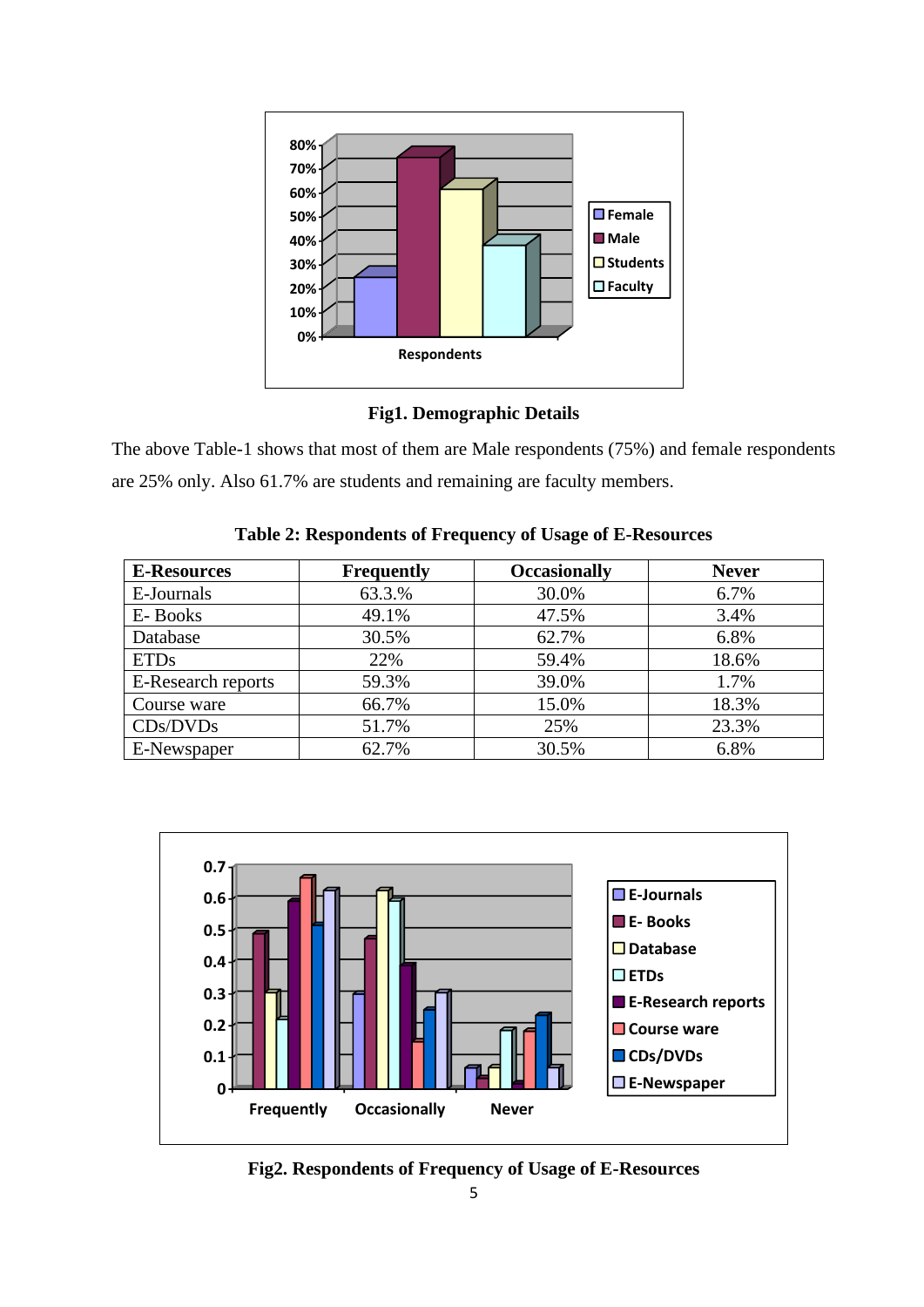**Fig1. Demographic Details**

The above Table-1 shows that most of them are Male respondents (75%) and female respondents are 25% only. Also 61.7% are students and remaining are faculty members.

**Table 2: Respondents of Frequency of Usage of E-Resources**

| E-Resources | Frequently | Occasionally | Never |
|---|---|---|---|
| E-Journals | 63.3.% | 30.0% | 6.7% |
| E- Books | 49.1% | 47.5% | 3.4% |
| Database | 30.5% | 62.7% | 6.8% |
| ETDs | 22% | 59.4% | 18.6% |
| E-Research reports | 59.3% | 39.0% | 1.7% |
| Course ware | 66.7% | 15.0% | 18.3% |
| CDs/DVDs | 51.7% | 25% | 23.3% |
| E-Newspaper | 62.7% | 30.5% | 6.8% |

**Fig2. Respondents of Frequency of Usage of E-Resources**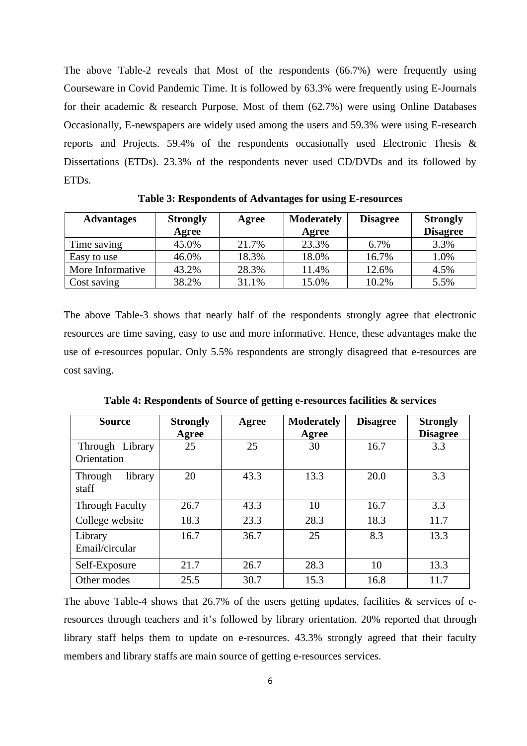The above Table-2 reveals that Most of the respondents (66.7%) were frequently using Courseware in Covid Pandemic Time. It is followed by 63.3% were frequently using E-Journals for their academic & research Purpose. Most of them (62.7%) were using Online Databases Occasionally, E-newspapers are widely used among the users and 59.3% were using E-research reports and Projects. 59.4% of the respondents occasionally used Electronic Thesis & Dissertations (ETDs). 23.3% of the respondents never used CD/DVDs and its followed by ETDs.

**Table 3: Respondents of Advantages for using E-resources**

| Advantages | Strongly Agree | Agree | Moderately Agree | Disagree | Strongly Disagree |
|---|---|---|---|---|---|
| Time saving | 45.0% | 21.7% | 23.3% | 6.7% | 3.3% |
| Easy to use | 46.0% | 18.3% | 18.0% | 16.7% | 1.0% |
| More Informative | 43.2% | 28.3% | 11.4% | 12.6% | 4.5% |
| Cost saving | 38.2% | 31.1% | 15.0% | 10.2% | 5.5% |

The above Table-3 shows that nearly half of the respondents strongly agree that electronic resources are time saving, easy to use and more informative. Hence, these advantages make the use of e-resources popular. Only 5.5% respondents are strongly disagreed that e-resources are cost saving.

**Table 4: Respondents of Source of getting e-resources facilities & services**

| Source | Strongly Agree | Agree | Moderately Agree | Disagree | Strongly Disagree |
|---|---|---|---|---|---|
| Through Library Orientation | 25 | 25 | 30 | 16.7 | 3.3 |
| Through library staff | 20 | 43.3 | 13.3 | 20.0 | 3.3 |
| Through Faculty | 26.7 | 43.3 | 10 | 16.7 | 3.3 |
| College website | 18.3 | 23.3 | 28.3 | 18.3 | 11.7 |
| Library Email/circular | 16.7 | 36.7 | 25 | 8.3 | 13.3 |
| Self-Exposure | 21.7 | 26.7 | 28.3 | 10 | 13.3 |
| Other modes | 25.5 | 30.7 | 15.3 | 16.8 | 11.7 |

The above Table-4 shows that 26.7% of the users getting updates, facilities & services of e-resources through teachers and it's followed by library orientation. 20% reported that through library staff helps them to update on e-resources. 43.3% strongly agreed that their faculty members and library staffs are main source of getting e-resources services.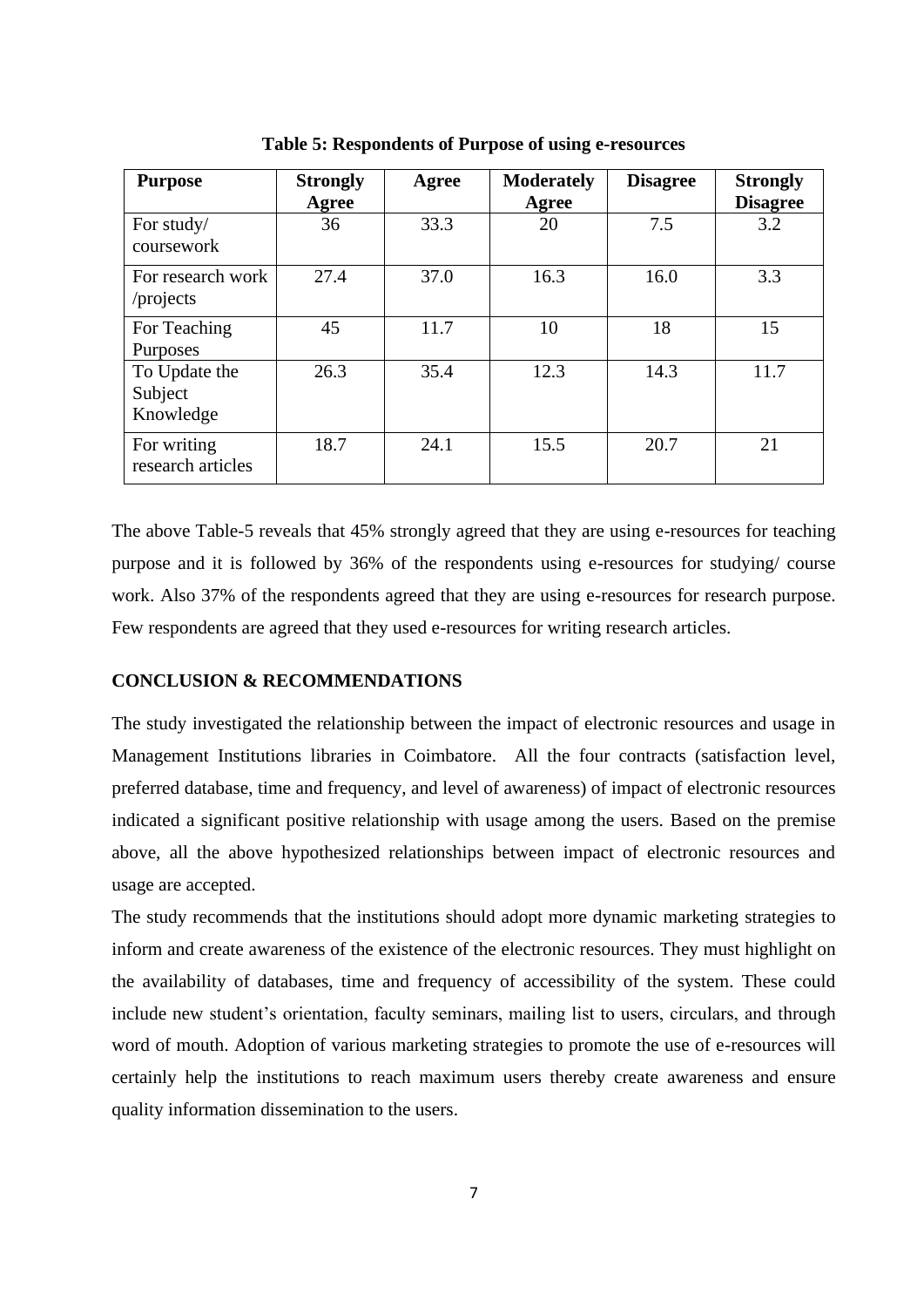**Table 5: Respondents of Purpose of using e-resources**

| Purpose | Strongly Agree | Agree | Moderately Agree | Disagree | Strongly Disagree |
|---|---|---|---|---|---|
| For study/ coursework | 36 | 33.3 | 20 | 7.5 | 3.2 |
| For research work /projects | 27.4 | 37.0 | 16.3 | 16.0 | 3.3 |
| For Teaching Purposes | 45 | 11.7 | 10 | 18 | 15 |
| To Update the Subject Knowledge | 26.3 | 35.4 | 12.3 | 14.3 | 11.7 |
| For writing research articles | 18.7 | 24.1 | 15.5 | 20.7 | 21 |

The above Table-5 reveals that 45% strongly agreed that they are using e-resources for teaching purpose and it is followed by 36% of the respondents using e-resources for studying/ course work. Also 37% of the respondents agreed that they are using e-resources for research purpose. Few respondents are agreed that they used e-resources for writing research articles.

## CONCLUSION & RECOMMENDATIONS

The study investigated the relationship between the impact of electronic resources and usage in Management Institutions libraries in Coimbatore. All the four contracts (satisfaction level, preferred database, time and frequency, and level of awareness) of impact of electronic resources indicated a significant positive relationship with usage among the users. Based on the premise above, all the above hypothesized relationships between impact of electronic resources and usage are accepted.

The study recommends that the institutions should adopt more dynamic marketing strategies to inform and create awareness of the existence of the electronic resources. They must highlight on the availability of databases, time and frequency of accessibility of the system. These could include new student's orientation, faculty seminars, mailing list to users, circulars, and through word of mouth. Adoption of various marketing strategies to promote the use of e-resources will certainly help the institutions to reach maximum users thereby create awareness and ensure quality information dissemination to the users.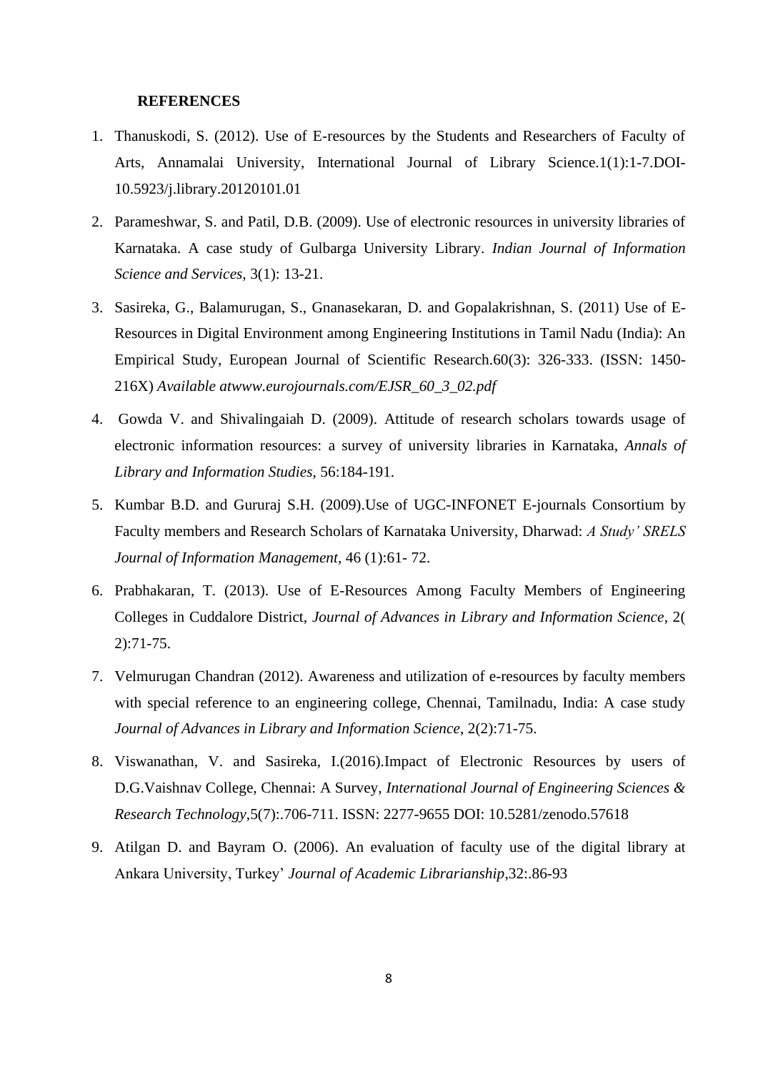**REFERENCES**

1. Thanuskodi, S. (2012). Use of E-resources by the Students and Researchers of Faculty of Arts, Annamalai University, International Journal of Library Science.1(1):1-7.DOI-10.5923/j.library.20120101.01
2. Parameshwar, S. and Patil, D.B. (2009). Use of electronic resources in university libraries of Karnataka. A case study of Gulbarga University Library. *Indian Journal of Information Science and Services,* 3(1): 13-21.
3. Sasireka, G., Balamurugan, S., Gnanasekaran, D. and Gopalakrishnan, S. (2011) Use of E-Resources in Digital Environment among Engineering Institutions in Tamil Nadu (India): An Empirical Study, European Journal of Scientific Research.60(3): 326-333. (ISSN: 1450-216X) *Available atwww.eurojournals.com/EJSR_60_3_02.pdf*
4. Gowda V. and Shivalingaiah D. (2009). Attitude of research scholars towards usage of electronic information resources: a survey of university libraries in Karnataka, *Annals of Library and Information Studies*, 56:184-191.
5. Kumbar B.D. and Gururaj S.H. (2009).Use of UGC-INFONET E-journals Consortium by Faculty members and Research Scholars of Karnataka University, Dharwad: *A Study' SRELS Journal of Information Management,* 46 (1):61- 72.
6. Prabhakaran, T. (2013). Use of E-Resources Among Faculty Members of Engineering Colleges in Cuddalore District, *Journal of Advances in Library and Information Science*, 2( 2):71-75.
7. Velmurugan Chandran (2012). Awareness and utilization of e-resources by faculty members with special reference to an engineering college, Chennai, Tamilnadu, India: A case study *Journal of Advances in Library and Information Science*, 2(2):71-75.
8. Viswanathan, V. and Sasireka, I.(2016).Impact of Electronic Resources by users of D.G.Vaishnav College, Chennai: A Survey, *International Journal of Engineering Sciences & Research Technology*,5(7):.706-711. ISSN: 2277-9655 DOI: 10.5281/zenodo.57618
9. Atilgan D. and Bayram O. (2006). An evaluation of faculty use of the digital library at Ankara University, Turkey' *Journal of Academic Librarianship*,32:.86-93